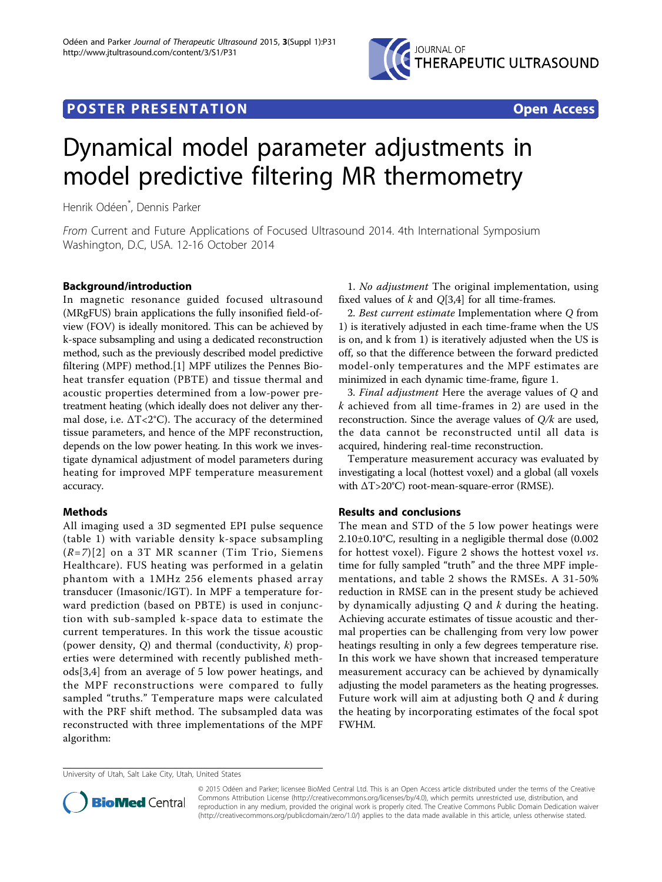POSTER PRESENTATION Open Access

# Dynamical model parameter adjustments in model predictive filtering MR thermometry

Henrik Odéen*, Dennis Parker

*From* Current and Future Applications of Focused Ultrasound 2014. 4th International Symposium
Washington, D.C, USA. 12-16 October 2014

## Background/introduction

In magnetic resonance guided focused ultrasound (MRgFUS) brain applications the fully insonified field-of-view (FOV) is ideally monitored. This can be achieved by k-space subsampling and using a dedicated reconstruction method, such as the previously described model predictive filtering (MPF) method.[1] MPF utilizes the Pennes Bioheat transfer equation (PBTE) and tissue thermal and acoustic properties determined from a low-power pre-treatment heating (which ideally does not deliver any thermal dose, i.e. $\Delta T<2°C$). The accuracy of the determined tissue parameters, and hence of the MPF reconstruction, depends on the low power heating. In this work we investigate dynamical adjustment of model parameters during heating for improved MPF temperature measurement accuracy.

## Methods

All imaging used a 3D segmented EPI pulse sequence (table 1) with variable density k-space subsampling ($R=7$)[2] on a 3T MR scanner (Tim Trio, Siemens Healthcare). FUS heating was performed in a gelatin phantom with a 1MHz 256 elements phased array transducer (Imasonic/IGT). In MPF a temperature forward prediction (based on PBTE) is used in conjunction with sub-sampled k-space data to estimate the current temperatures. In this work the tissue acoustic (power density, $Q$) and thermal (conductivity, $k$) properties were determined with recently published methods[3,4] from an average of 5 low power heatings, and the MPF reconstructions were compared to fully sampled "truths." Temperature maps were calculated with the PRF shift method. The subsampled data was reconstructed with three implementations of the MPF algorithm:

1. *No adjustment* The original implementation, using fixed values of $k$ and $Q$[3,4] for all time-frames.
2. *Best current estimate* Implementation where $Q$ from 1) is iteratively adjusted in each time-frame when the US is on, and k from 1) is iteratively adjusted when the US is off, so that the difference between the forward predicted model-only temperatures and the MPF estimates are minimized in each dynamic time-frame, figure 1.
3. *Final adjustment* Here the average values of $Q$ and $k$ achieved from all time-frames in 2) are used in the reconstruction. Since the average values of $Q/k$ are used, the data cannot be reconstructed until all data is acquired, hindering real-time reconstruction.

Temperature measurement accuracy was evaluated by investigating a local (hottest voxel) and a global (all voxels with $\Delta T>20°C$) root-mean-square-error (RMSE).

## Results and conclusions

The mean and STD of the 5 low power heatings were $2.10\pm0.10°C$, resulting in a negligible thermal dose (0.002 for hottest voxel). Figure 2 shows the hottest voxel *vs*. time for fully sampled "truth" and the three MPF implementations, and table 2 shows the RMSEs. A 31-50% reduction in RMSE can in the present study be achieved by dynamically adjusting $Q$ and $k$ during the heating. Achieving accurate estimates of tissue acoustic and thermal properties can be challenging from very low power heatings resulting in only a few degrees temperature rise. In this work we have shown that increased temperature measurement accuracy can be achieved by dynamically adjusting the model parameters as the heating progresses. Future work will aim at adjusting both $Q$ and $k$ during the heating by incorporating estimates of the focal spot FWHM.

University of Utah, Salt Lake City, Utah, United States

© 2015 Odéen and Parker; licensee BioMed Central Ltd. This is an Open Access article distributed under the terms of the Creative Commons Attribution License (http://creativecommons.org/licenses/by/4.0), which permits unrestricted use, distribution, and reproduction in any medium, provided the original work is properly cited. The Creative Commons Public Domain Dedication waiver (http://creativecommons.org/publicdomain/zero/1.0/) applies to the data made available in this article, unless otherwise stated.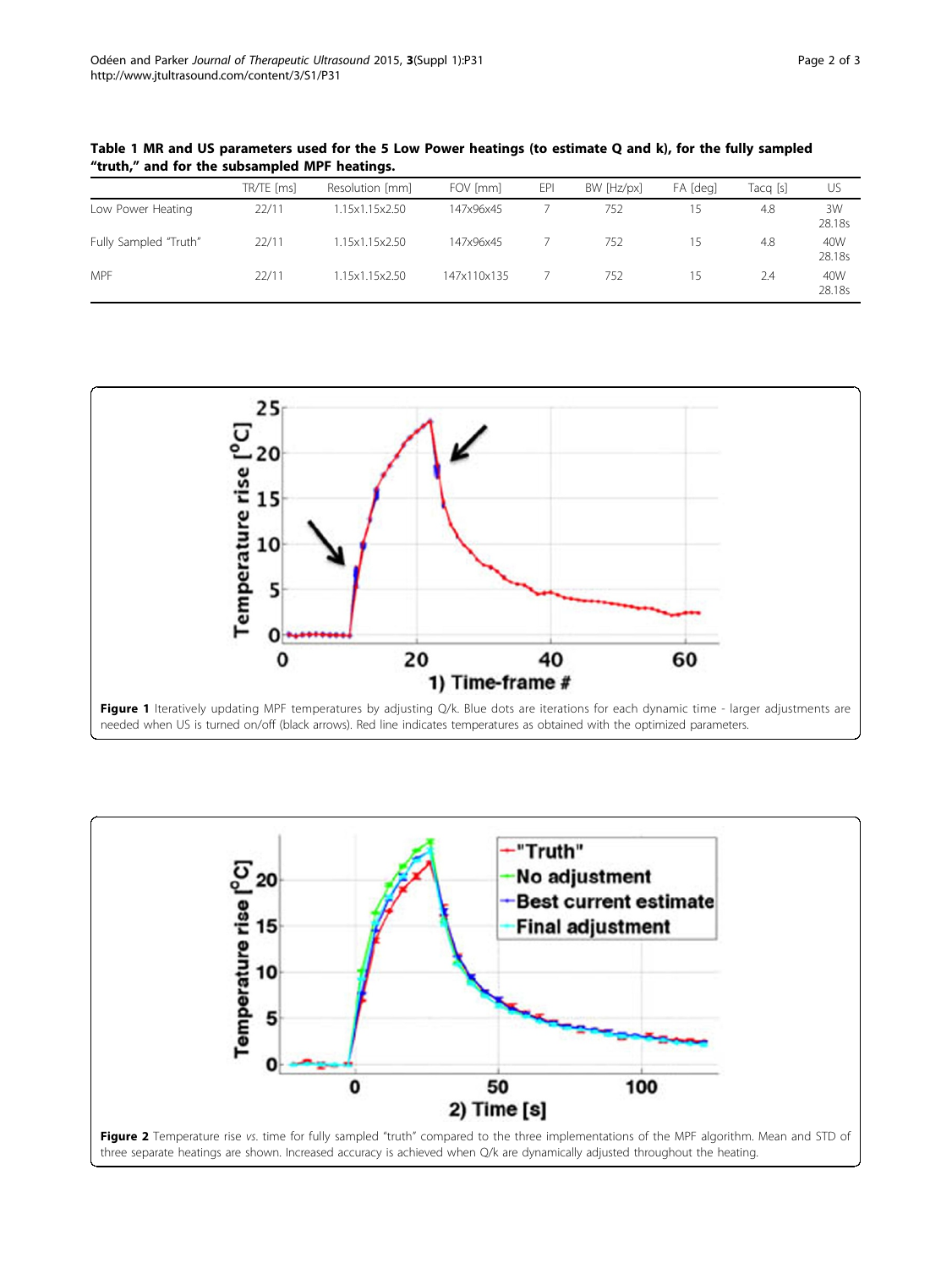**Table 1 MR and US parameters used for the 5 Low Power heatings (to estimate Q and k), for the fully sampled "truth," and for the subsampled MPF heatings.**

| | TR/TE [ms] | Resolution [mm] | FOV [mm] | EPI | BW [Hz/px] | FA [deg] | Tacq [s] | US |
|---|---|---|---|---|---|---|---|---|
| Low Power Heating | 22/11 | 1.15x1.15x2.50 | 147x96x45 | 7 | 752 | 15 | 4.8 | 3W 28.18s |
| Fully Sampled "Truth" | 22/11 | 1.15x1.15x2.50 | 147x96x45 | 7 | 752 | 15 | 4.8 | 40W 28.18s |
| MPF | 22/11 | 1.15x1.15x2.50 | 147x110x135 | 7 | 752 | 15 | 2.4 | 40W 28.18s |

**Figure 1** Iteratively updating MPF temperatures by adjusting Q/k. Blue dots are iterations for each dynamic time - larger adjustments are needed when US is turned on/off (black arrows). Red line indicates temperatures as obtained with the optimized parameters.

**Figure 2** Temperature rise *vs.* time for fully sampled "truth" compared to the three implementations of the MPF algorithm. Mean and STD of three separate heatings are shown. Increased accuracy is achieved when Q/k are dynamically adjusted throughout the heating.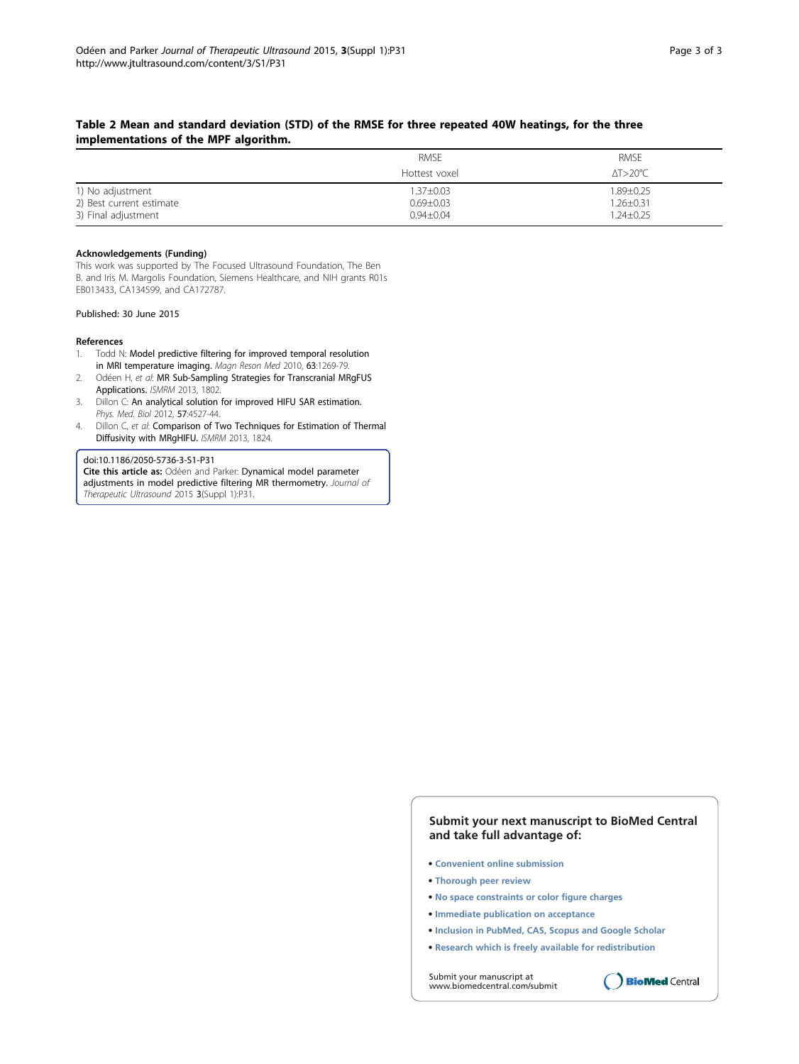**Table 2 Mean and standard deviation (STD) of the RMSE for three repeated 40W heatings, for the three implementations of the MPF algorithm.**

| | RMSE Hottest voxel | RMSE $\Delta T > 20°C$ |
|---|---|---|
| 1) No adjustment | 1.37±0.03 | 1.89±0.25 |
| 2) Best current estimate | 0.69±0.03 | 1.26±0.31 |
| 3) Final adjustment | 0.94±0.04 | 1.24±0.25 |

#### Acknowledgements (Funding)

This work was supported by The Focused Ultrasound Foundation, The Ben B. and Iris M. Margolis Foundation, Siemens Healthcare, and NIH grants R01s EB013433, CA134599, and CA172787.

Published: 30 June 2015

#### References

1. Todd N: **Model predictive filtering for improved temporal resolution in MRI temperature imaging.** *Magn Reson Med* 2010, **63**:1269-79.
2. Odéen H, *et al*: **MR Sub-Sampling Strategies for Transcranial MRgFUS Applications.** *ISMRM* 2013, 1802.
3. Dillon C: **An analytical solution for improved HIFU SAR estimation.** *Phys. Med. Biol* 2012, **57**:4527-44.
4. Dillon C, *et al*: **Comparison of Two Techniques for Estimation of Thermal Diffusivity with MRgHIFU.** *ISMRM* 2013, 1824.

doi:10.1186/2050-5736-3-S1-P31

**Cite this article as:** Odéen and Parker: **Dynamical model parameter adjustments in model predictive filtering MR thermometry.** *Journal of Therapeutic Ultrasound* 2015 **3**(Suppl 1):P31.

**Submit your next manuscript to BioMed Central and take full advantage of:**

- **Convenient online submission**
- **Thorough peer review**
- **No space constraints or color figure charges**
- **Immediate publication on acceptance**
- **Inclusion in PubMed, CAS, Scopus and Google Scholar**
- **Research which is freely available for redistribution**

Submit your manuscript at www.biomedcentral.com/submit

BioMed Central